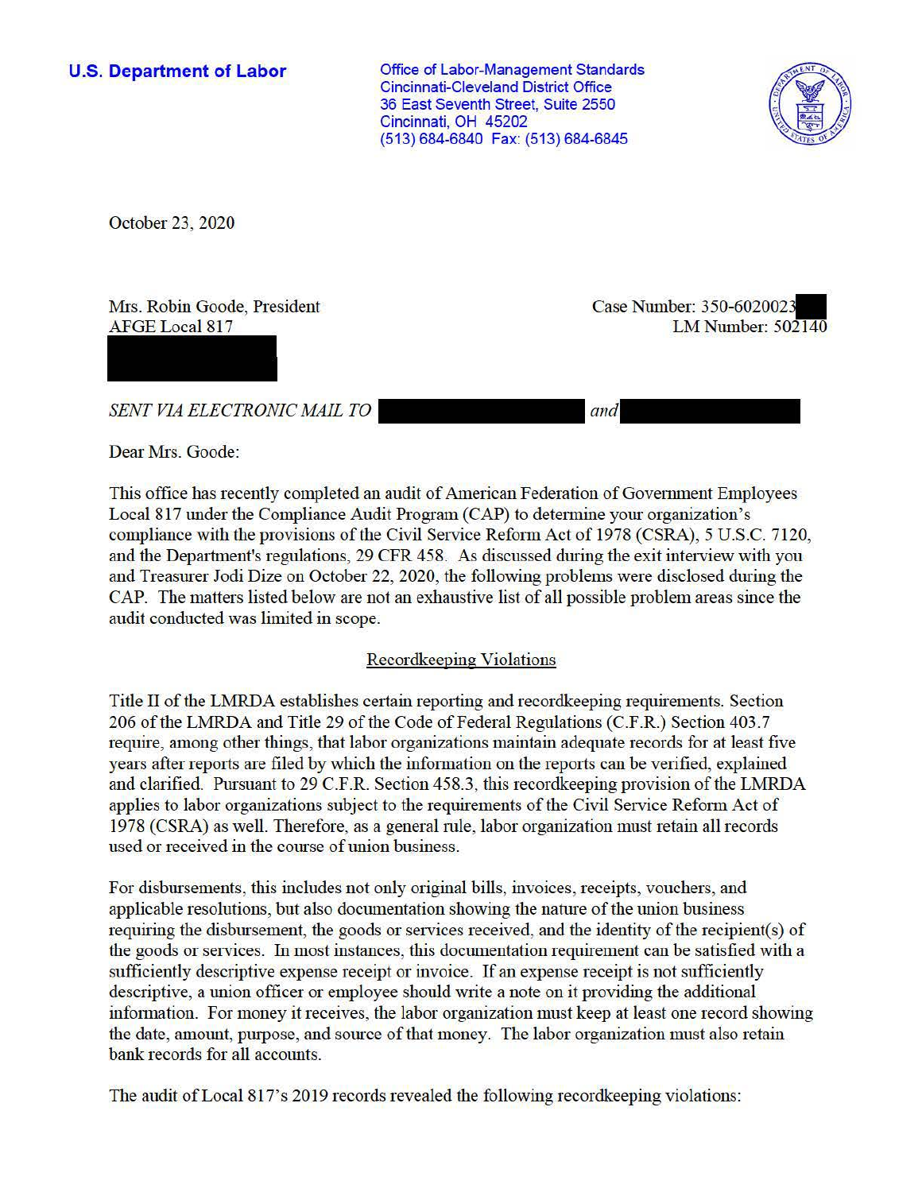**U.S. Department of Labor**

Office of Labor-Management Standards
Cincinnati-Cleveland District Office
36 East Seventh Street, Suite 2550
Cincinnati, OH 45202
(513) 684-6840 Fax: (513) 684-6845

October 23, 2020

Mrs. Robin Goode, President
AFGE Local 817

Case Number: 350-6020023
LM Number: 502140

*SENT VIA ELECTRONIC MAIL TO* [redacted] *and* [redacted]

Dear Mrs. Goode:

This office has recently completed an audit of American Federation of Government Employees Local 817 under the Compliance Audit Program (CAP) to determine your organization's compliance with the provisions of the Civil Service Reform Act of 1978 (CSRA), 5 U.S.C. 7120, and the Department's regulations, 29 CFR 458. As discussed during the exit interview with you and Treasurer Jodi Dize on October 22, 2020, the following problems were disclosed during the CAP. The matters listed below are not an exhaustive list of all possible problem areas since the audit conducted was limited in scope.

## Recordkeeping Violations

Title II of the LMRDA establishes certain reporting and recordkeeping requirements. Section 206 of the LMRDA and Title 29 of the Code of Federal Regulations (C.F.R.) Section 403.7 require, among other things, that labor organizations maintain adequate records for at least five years after reports are filed by which the information on the reports can be verified, explained and clarified. Pursuant to 29 C.F.R. Section 458.3, this recordkeeping provision of the LMRDA applies to labor organizations subject to the requirements of the Civil Service Reform Act of 1978 (CSRA) as well. Therefore, as a general rule, labor organization must retain all records used or received in the course of union business.

For disbursements, this includes not only original bills, invoices, receipts, vouchers, and applicable resolutions, but also documentation showing the nature of the union business requiring the disbursement, the goods or services received, and the identity of the recipient(s) of the goods or services. In most instances, this documentation requirement can be satisfied with a sufficiently descriptive expense receipt or invoice. If an expense receipt is not sufficiently descriptive, a union officer or employee should write a note on it providing the additional information. For money it receives, the labor organization must keep at least one record showing the date, amount, purpose, and source of that money. The labor organization must also retain bank records for all accounts.

The audit of Local 817's 2019 records revealed the following recordkeeping violations: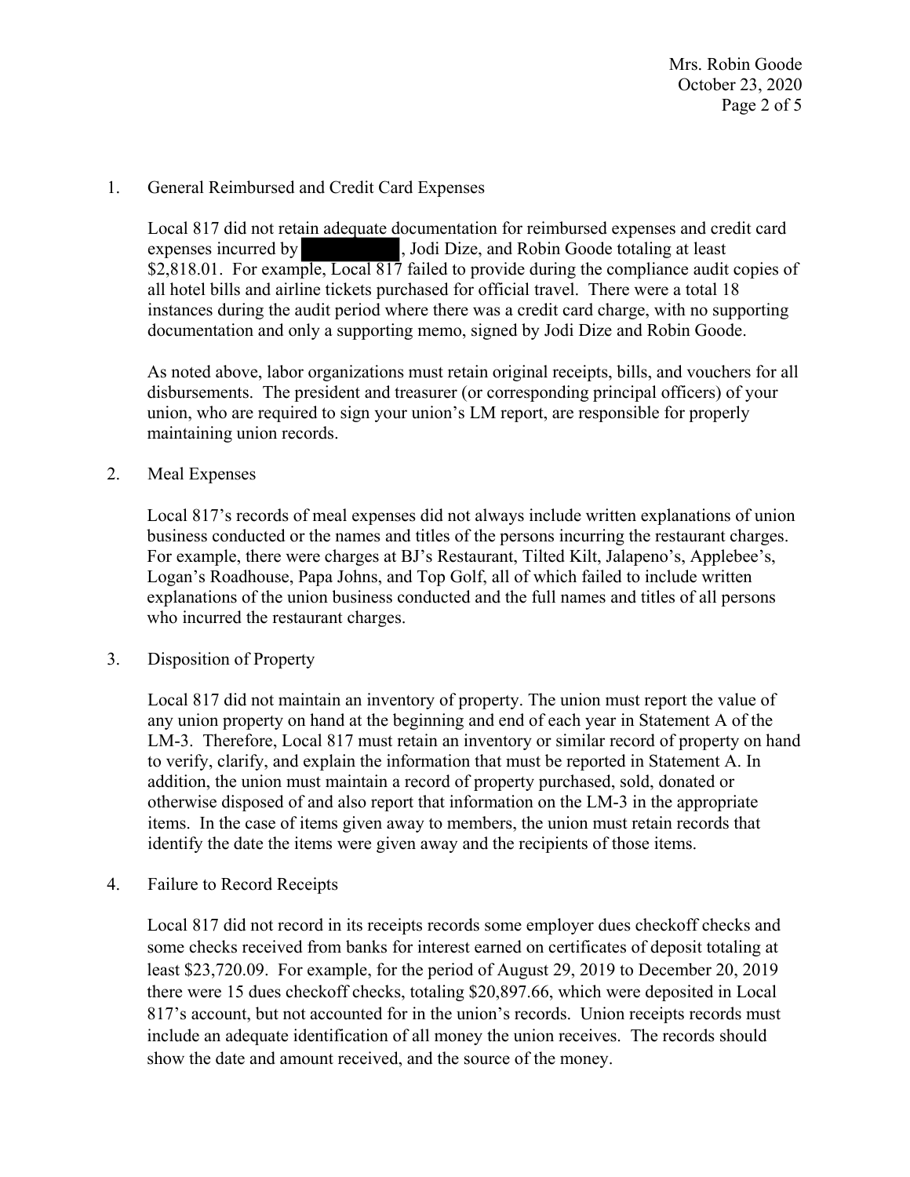1. General Reimbursed and Credit Card Expenses

   Local 817 did not retain adequate documentation for reimbursed expenses and credit card expenses incurred by [REDACTED], Jodi Dize, and Robin Goode totaling at least $2,818.01. For example, Local 817 failed to provide during the compliance audit copies of all hotel bills and airline tickets purchased for official travel. There were a total 18 instances during the audit period where there was a credit card charge, with no supporting documentation and only a supporting memo, signed by Jodi Dize and Robin Goode.

   As noted above, labor organizations must retain original receipts, bills, and vouchers for all disbursements. The president and treasurer (or corresponding principal officers) of your union, who are required to sign your union's LM report, are responsible for properly maintaining union records.

2. Meal Expenses

   Local 817's records of meal expenses did not always include written explanations of union business conducted or the names and titles of the persons incurring the restaurant charges. For example, there were charges at BJ's Restaurant, Tilted Kilt, Jalapeno's, Applebee's, Logan's Roadhouse, Papa Johns, and Top Golf, all of which failed to include written explanations of the union business conducted and the full names and titles of all persons who incurred the restaurant charges.

3. Disposition of Property

   Local 817 did not maintain an inventory of property. The union must report the value of any union property on hand at the beginning and end of each year in Statement A of the LM-3. Therefore, Local 817 must retain an inventory or similar record of property on hand to verify, clarify, and explain the information that must be reported in Statement A. In addition, the union must maintain a record of property purchased, sold, donated or otherwise disposed of and also report that information on the LM-3 in the appropriate items. In the case of items given away to members, the union must retain records that identify the date the items were given away and the recipients of those items.

4. Failure to Record Receipts

   Local 817 did not record in its receipts records some employer dues checkoff checks and some checks received from banks for interest earned on certificates of deposit totaling at least $23,720.09. For example, for the period of August 29, 2019 to December 20, 2019 there were 15 dues checkoff checks, totaling $20,897.66, which were deposited in Local 817's account, but not accounted for in the union's records. Union receipts records must include an adequate identification of all money the union receives. The records should show the date and amount received, and the source of the money.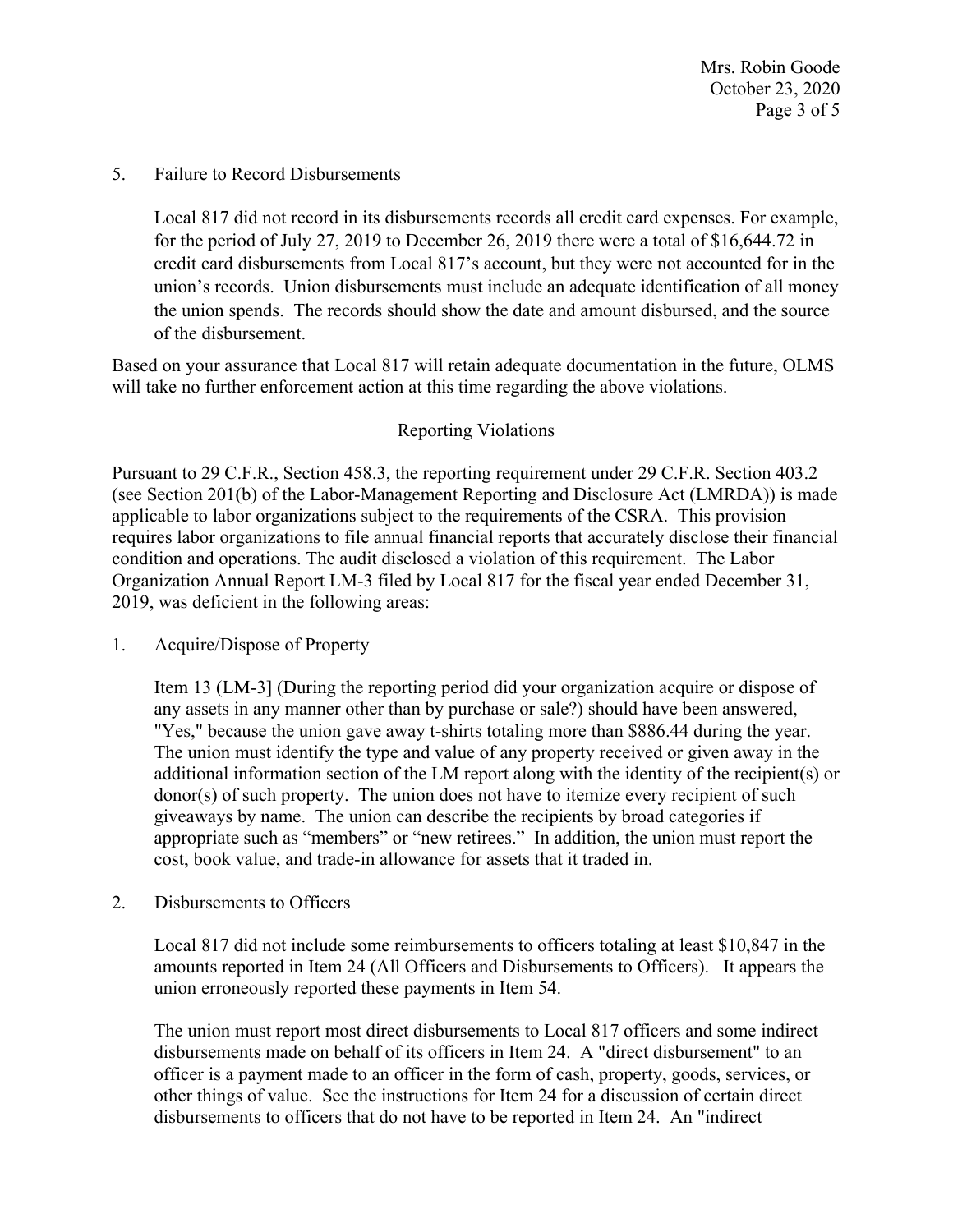5. Failure to Record Disbursements

   Local 817 did not record in its disbursements records all credit card expenses. For example, for the period of July 27, 2019 to December 26, 2019 there were a total of $16,644.72 in credit card disbursements from Local 817's account, but they were not accounted for in the union's records. Union disbursements must include an adequate identification of all money the union spends. The records should show the date and amount disbursed, and the source of the disbursement.

Based on your assurance that Local 817 will retain adequate documentation in the future, OLMS will take no further enforcement action at this time regarding the above violations.

## Reporting Violations

Pursuant to 29 C.F.R., Section 458.3, the reporting requirement under 29 C.F.R. Section 403.2 (see Section 201(b) of the Labor-Management Reporting and Disclosure Act (LMRDA)) is made applicable to labor organizations subject to the requirements of the CSRA. This provision requires labor organizations to file annual financial reports that accurately disclose their financial condition and operations. The audit disclosed a violation of this requirement. The Labor Organization Annual Report LM-3 filed by Local 817 for the fiscal year ended December 31, 2019, was deficient in the following areas:

1. Acquire/Dispose of Property

   Item 13 (LM-3] (During the reporting period did your organization acquire or dispose of any assets in any manner other than by purchase or sale?) should have been answered, "Yes," because the union gave away t-shirts totaling more than $886.44 during the year. The union must identify the type and value of any property received or given away in the additional information section of the LM report along with the identity of the recipient(s) or donor(s) of such property. The union does not have to itemize every recipient of such giveaways by name. The union can describe the recipients by broad categories if appropriate such as "members" or "new retirees." In addition, the union must report the cost, book value, and trade-in allowance for assets that it traded in.

2. Disbursements to Officers

   Local 817 did not include some reimbursements to officers totaling at least $10,847 in the amounts reported in Item 24 (All Officers and Disbursements to Officers). It appears the union erroneously reported these payments in Item 54.

   The union must report most direct disbursements to Local 817 officers and some indirect disbursements made on behalf of its officers in Item 24. A "direct disbursement" to an officer is a payment made to an officer in the form of cash, property, goods, services, or other things of value. See the instructions for Item 24 for a discussion of certain direct disbursements to officers that do not have to be reported in Item 24. An "indirect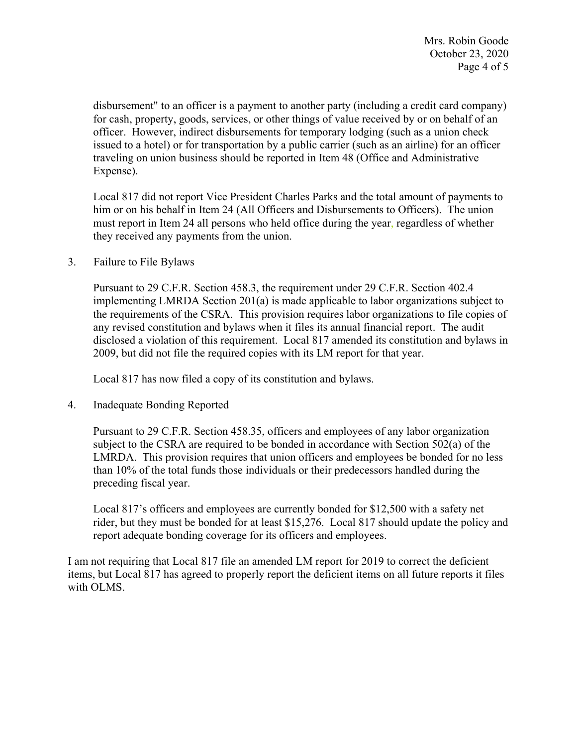disbursement" to an officer is a payment to another party (including a credit card company) for cash, property, goods, services, or other things of value received by or on behalf of an officer. However, indirect disbursements for temporary lodging (such as a union check issued to a hotel) or for transportation by a public carrier (such as an airline) for an officer traveling on union business should be reported in Item 48 (Office and Administrative Expense).

Local 817 did not report Vice President Charles Parks and the total amount of payments to him or on his behalf in Item 24 (All Officers and Disbursements to Officers). The union must report in Item 24 all persons who held office during the year, regardless of whether they received any payments from the union.

3. Failure to File Bylaws

   Pursuant to 29 C.F.R. Section 458.3, the requirement under 29 C.F.R. Section 402.4 implementing LMRDA Section 201(a) is made applicable to labor organizations subject to the requirements of the CSRA. This provision requires labor organizations to file copies of any revised constitution and bylaws when it files its annual financial report. The audit disclosed a violation of this requirement. Local 817 amended its constitution and bylaws in 2009, but did not file the required copies with its LM report for that year.

   Local 817 has now filed a copy of its constitution and bylaws.

4. Inadequate Bonding Reported

   Pursuant to 29 C.F.R. Section 458.35, officers and employees of any labor organization subject to the CSRA are required to be bonded in accordance with Section 502(a) of the LMRDA. This provision requires that union officers and employees be bonded for no less than 10% of the total funds those individuals or their predecessors handled during the preceding fiscal year.

   Local 817's officers and employees are currently bonded for $12,500 with a safety net rider, but they must be bonded for at least $15,276. Local 817 should update the policy and report adequate bonding coverage for its officers and employees.

I am not requiring that Local 817 file an amended LM report for 2019 to correct the deficient items, but Local 817 has agreed to properly report the deficient items on all future reports it files with OLMS.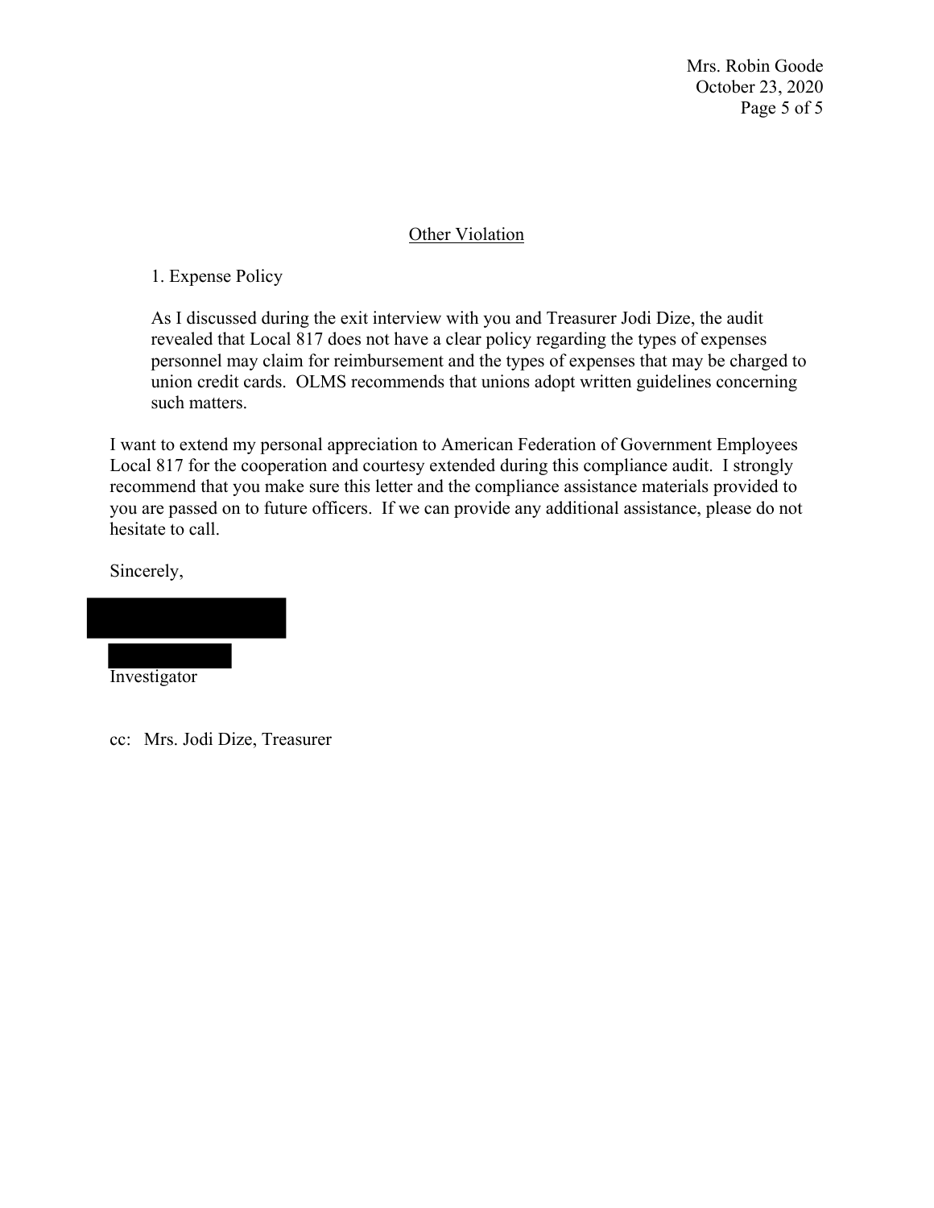## Other Violation

1. Expense Policy

   As I discussed during the exit interview with you and Treasurer Jodi Dize, the audit revealed that Local 817 does not have a clear policy regarding the types of expenses personnel may claim for reimbursement and the types of expenses that may be charged to union credit cards. OLMS recommends that unions adopt written guidelines concerning such matters.

I want to extend my personal appreciation to American Federation of Government Employees Local 817 for the cooperation and courtesy extended during this compliance audit. I strongly recommend that you make sure this letter and the compliance assistance materials provided to you are passed on to future officers. If we can provide any additional assistance, please do not hesitate to call.

Sincerely,

Investigator

cc: Mrs. Jodi Dize, Treasurer